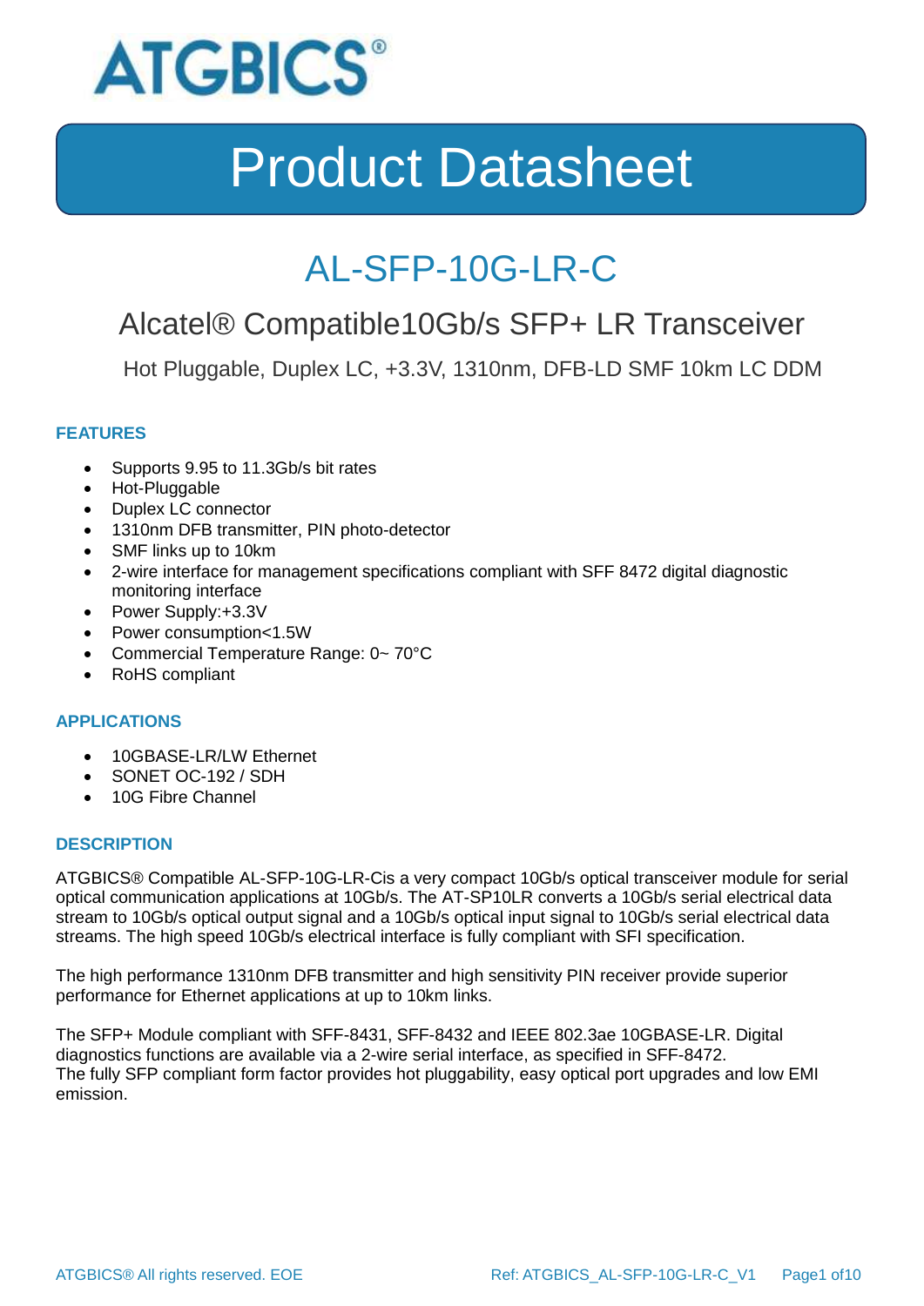# ATGBICS®

# Product Datasheet

## AL-SFP-10G-LR-C

### Alcatel® Compatible10Gb/s SFP+ LR Transceiver

Hot Pluggable, Duplex LC, +3.3V, 1310nm, DFB-LD SMF 10km LC DDM

### FEATURES

- Supports 9.95 to 11.3Gb/s bit rates
- Hot-Pluggable
- Duplex LC connector
- 1310nm DFB transmitter, PIN photo-detector
- SMF links up to 10km
- 2-wire interface for management specifications compliant with SFF 8472 digital diagnostic monitoring interface
- Power Supply:+3.3V
- Power consumption<1.5W
- Commercial Temperature Range: 0~ 70°C
- RoHS compliant

### APPLICATIONS

- 10GBASE-LR/LW Ethernet
- SONET OC-192 / SDH
- 10G Fibre Channel

### DESCRIPTION

ATGBICS® Compatible AL-SFP-10G-LR-Cis a very compact 10Gb/s optical transceiver module for serial optical communication applications at 10Gb/s. The AT-SP10LR converts a 10Gb/s serial electrical data stream to 10Gb/s optical output signal and a 10Gb/s optical input signal to 10Gb/s serial electrical data streams. The high speed 10Gb/s electrical interface is fully compliant with SFI specification.

The high performance 1310nm DFB transmitter and high sensitivity PIN receiver provide superior performance for Ethernet applications at up to 10km links.

The SFP+ Module compliant with SFF-8431, SFF-8432 and IEEE 802.3ae 10GBASE-LR. Digital diagnostics functions are available via a 2-wire serial interface, as specified in SFF-8472.
The fully SFP compliant form factor provides hot pluggability, easy optical port upgrades and low EMI emission.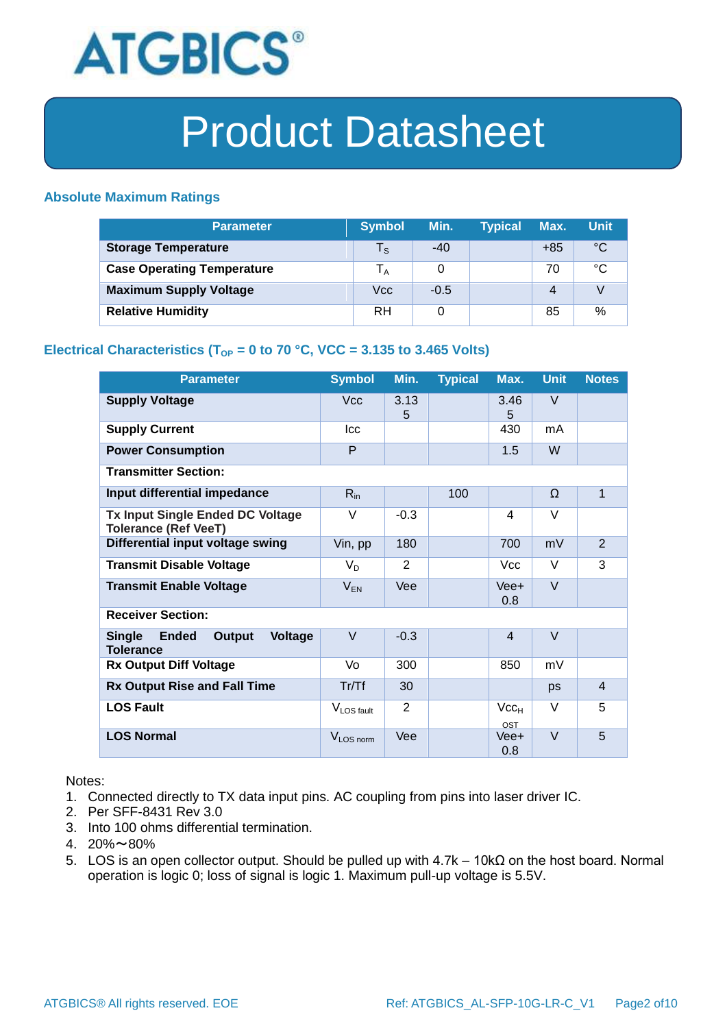# Product Datasheet

## Absolute Maximum Ratings

| Parameter | Symbol | Min. | Typical | Max. | Unit |
|---|---|---|---|---|---|
| **Storage Temperature** | $T_S$ | -40 | | +85 | °C |
| **Case Operating Temperature** | $T_A$ | 0 | | 70 | °C |
| **Maximum Supply Voltage** | Vcc | -0.5 | | 4 | V |
| **Relative Humidity** | RH | 0 | | 85 | % |

## Electrical Characteristics ($T_{OP}$ = 0 to 70 °C, VCC = 3.135 to 3.465 Volts)

| Parameter | Symbol | Min. | Typical | Max. | Unit | Notes |
|---|---|---|---|---|---|---|
| **Supply Voltage** | Vcc | 3.135 | | 3.465 | V | |
| **Supply Current** | Icc | | | 430 | mA | |
| **Power Consumption** | P | | | 1.5 | W | |
| **Transmitter Section:** | | | | | | |
| **Input differential impedance** | $R_{in}$ | | 100 | | Ω | 1 |
| **Tx Input Single Ended DC Voltage Tolerance (Ref VeeT)** | V | -0.3 | | 4 | V | |
| **Differential input voltage swing** | Vin, pp | 180 | | 700 | mV | 2 |
| **Transmit Disable Voltage** | $V_D$ | 2 | | Vcc | V | 3 |
| **Transmit Enable Voltage** | $V_{EN}$ | Vee | | Vee+ 0.8 | V | |
| **Receiver Section:** | | | | | | |
| **Single Ended Output Voltage Tolerance** | V | -0.3 | | 4 | V | |
| **Rx Output Diff Voltage** | Vo | 300 | | 850 | mV | |
| **Rx Output Rise and Fall Time** | Tr/Tf | 30 | | | ps | 4 |
| **LOS Fault** | $V_{LOS\ fault}$ | 2 | | $Vcc_{HOST}$ | V | 5 |
| **LOS Normal** | $V_{LOS\ norm}$ | Vee | | Vee+ 0.8 | V | 5 |

Notes:

1. Connected directly to TX data input pins. AC coupling from pins into laser driver IC.
2. Per SFF-8431 Rev 3.0
3. Into 100 ohms differential termination.
4. 20%～80%
5. LOS is an open collector output. Should be pulled up with 4.7k – 10kΩ on the host board. Normal operation is logic 0; loss of signal is logic 1. Maximum pull-up voltage is 5.5V.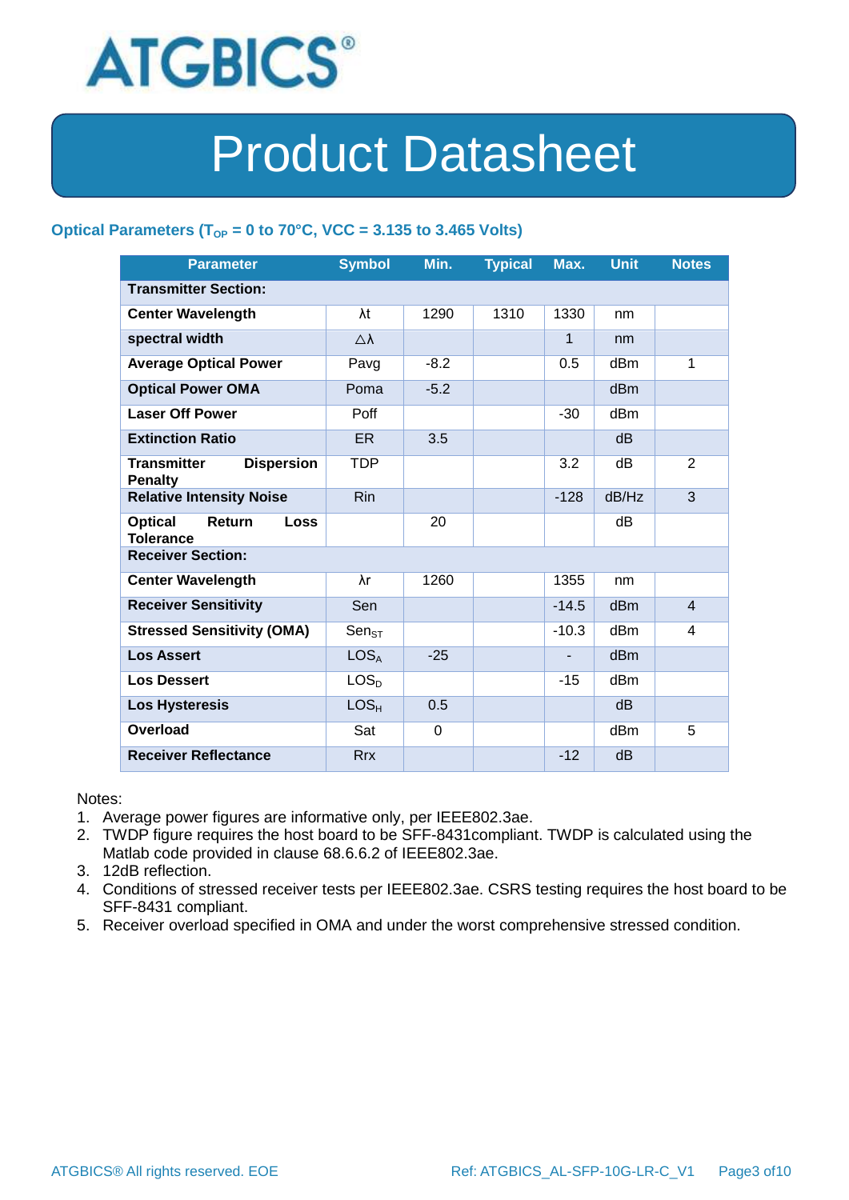## Optical Parameters ($T_{OP}$ = 0 to 70°C, VCC = 3.135 to 3.465 Volts)

| Parameter | Symbol | Min. | Typical | Max. | Unit | Notes |
|---|---|---|---|---|---|---|
| **Transmitter Section:** | | | | | | |
| **Center Wavelength** | λt | 1290 | 1310 | 1330 | nm | |
| **spectral width** | △λ | | | 1 | nm | |
| **Average Optical Power** | Pavg | -8.2 | | 0.5 | dBm | 1 |
| **Optical Power OMA** | Poma | -5.2 | | | dBm | |
| **Laser Off Power** | Poff | | | -30 | dBm | |
| **Extinction Ratio** | ER | 3.5 | | | dB | |
| **Transmitter Dispersion Penalty** | TDP | | | 3.2 | dB | 2 |
| **Relative Intensity Noise** | Rin | | | -128 | dB/Hz | 3 |
| **Optical Return Loss Tolerance** | | 20 | | | dB | |
| **Receiver Section:** | | | | | | |
| **Center Wavelength** | λr | 1260 | | 1355 | nm | |
| **Receiver Sensitivity** | Sen | | | -14.5 | dBm | 4 |
| **Stressed Sensitivity (OMA)** | $Sen_{ST}$ | | | -10.3 | dBm | 4 |
| **Los Assert** | $LOS_A$ | -25 | | - | dBm | |
| **Los Dessert** | $LOS_D$ | | | -15 | dBm | |
| **Los Hysteresis** | $LOS_H$ | 0.5 | | | dB | |
| **Overload** | Sat | 0 | | | dBm | 5 |
| **Receiver Reflectance** | Rrx | | | -12 | dB | |

Notes:

1. Average power figures are informative only, per IEEE802.3ae.
2. TWDP figure requires the host board to be SFF-8431compliant. TWDP is calculated using the Matlab code provided in clause 68.6.6.2 of IEEE802.3ae.
3. 12dB reflection.
4. Conditions of stressed receiver tests per IEEE802.3ae. CSRS testing requires the host board to be SFF-8431 compliant.
5. Receiver overload specified in OMA and under the worst comprehensive stressed condition.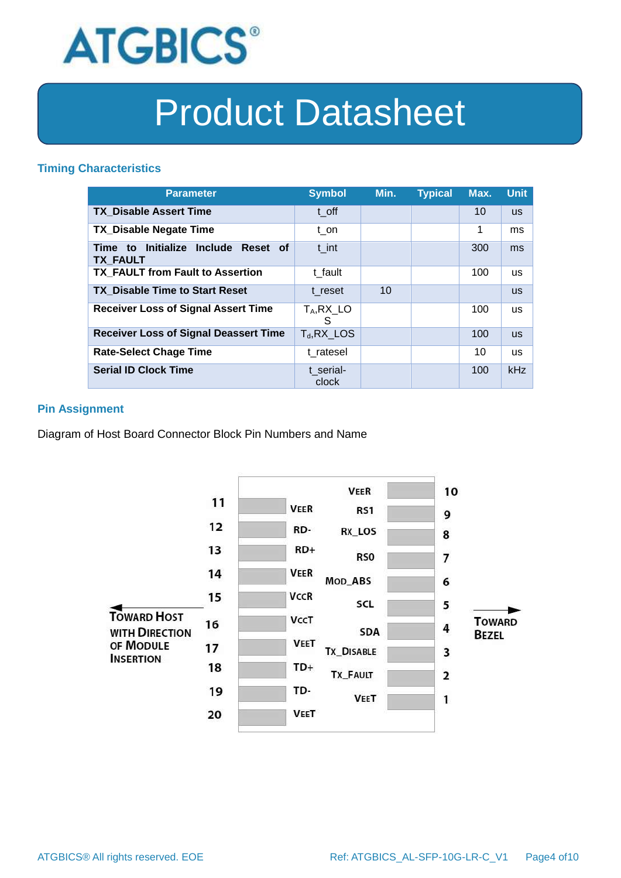## Timing Characteristics

| Parameter | Symbol | Min. | Typical | Max. | Unit |
|---|---|---|---|---|---|
| **TX_Disable Assert Time** | t_off | | | 10 | us |
| **TX_Disable Negate Time** | t_on | | | 1 | ms |
| **Time to Initialize Include Reset of TX_FAULT** | t_int | | | 300 | ms |
| **TX_FAULT from Fault to Assertion** | t_fault | | | 100 | us |
| **TX_Disable Time to Start Reset** | t_reset | 10 | | | us |
| **Receiver Loss of Signal Assert Time** | $T_A$,RX_LOS | | | 100 | us |
| **Receiver Loss of Signal Deassert Time** | $T_d$,RX_LOS | | | 100 | us |
| **Rate-Select Chage Time** | t_ratesel | | | 10 | us |
| **Serial ID Clock Time** | t_serial-clock | | | 100 | kHz |

## Pin Assignment

Diagram of Host Board Connector Block Pin Numbers and Name

| Pin | Name | Pin | Name |
|---|---|---|---|
| 11 | VEER | 10 | VEER |
| 12 | RD- | 9 | RS1 |
| 13 | RD+ | 8 | RX_LOS |
| 14 | VEER | 7 | RS0 |
| 15 | VCCR | 6 | MOD_ABS |
| 16 | VCCT | 5 | SCL |
| 17 | VEET | 4 | SDA |
| 18 | TD+ | 3 | TX_DISABLE |
| 19 | TD- | 2 | TX_FAULT |
| 20 | VEET | 1 | VEET |

← TOWARD HOST WITH DIRECTION OF MODULE INSERTION

→ TOWARD BEZEL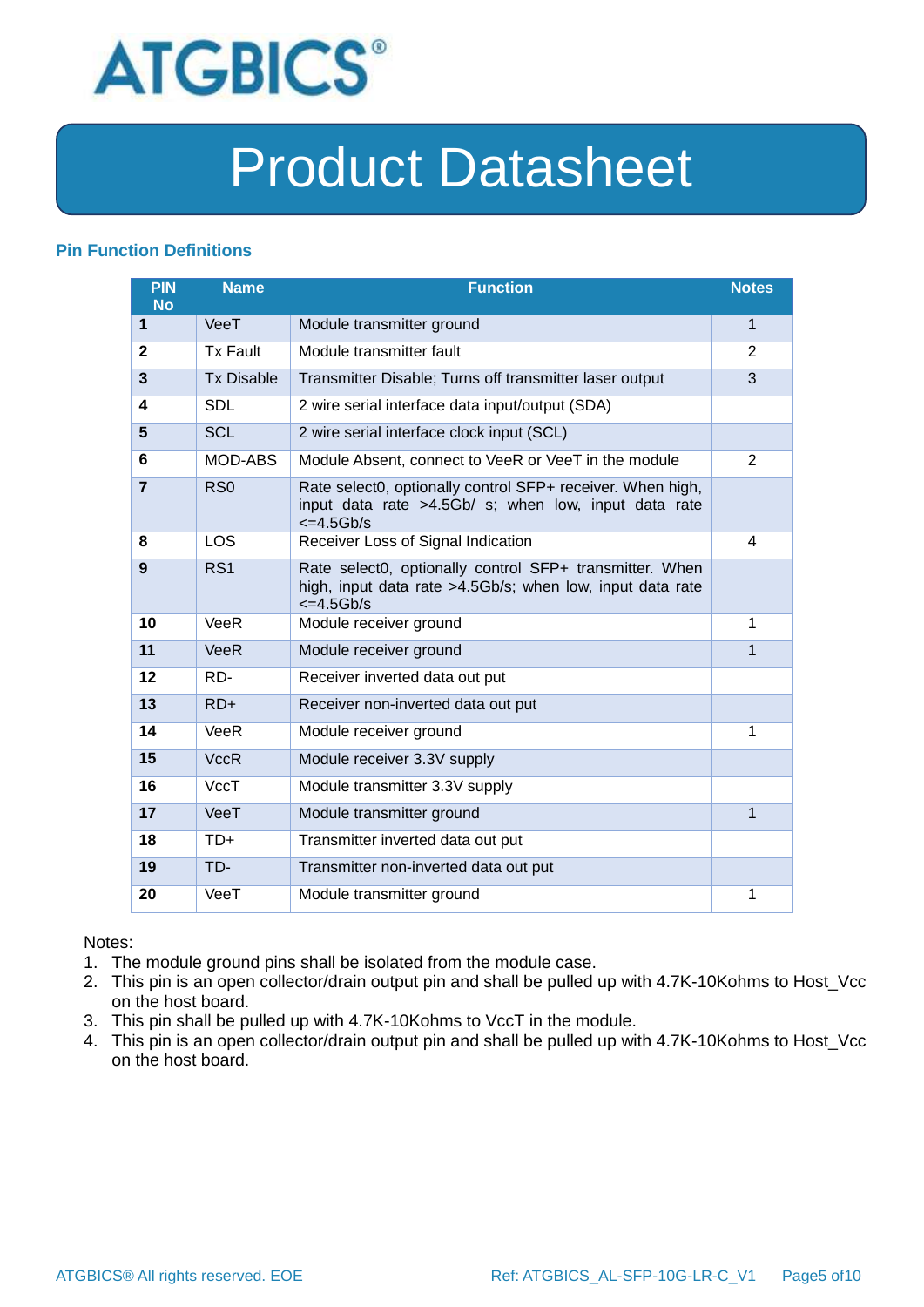## Pin Function Definitions

| PIN No | Name | Function | Notes |
|---|---|---|---|
| **1** | VeeT | Module transmitter ground | 1 |
| **2** | Tx Fault | Module transmitter fault | 2 |
| **3** | Tx Disable | Transmitter Disable; Turns off transmitter laser output | 3 |
| **4** | SDL | 2 wire serial interface data input/output (SDA) | |
| **5** | SCL | 2 wire serial interface clock input (SCL) | |
| **6** | MOD-ABS | Module Absent, connect to VeeR or VeeT in the module | 2 |
| **7** | RS0 | Rate select0, optionally control SFP+ receiver. When high, input data rate >4.5Gb/ s; when low, input data rate <=4.5Gb/s | |
| **8** | LOS | Receiver Loss of Signal Indication | 4 |
| **9** | RS1 | Rate select0, optionally control SFP+ transmitter. When high, input data rate >4.5Gb/s; when low, input data rate <=4.5Gb/s | |
| **10** | VeeR | Module receiver ground | 1 |
| **11** | VeeR | Module receiver ground | 1 |
| **12** | RD- | Receiver inverted data out put | |
| **13** | RD+ | Receiver non-inverted data out put | |
| **14** | VeeR | Module receiver ground | 1 |
| **15** | VccR | Module receiver 3.3V supply | |
| **16** | VccT | Module transmitter 3.3V supply | |
| **17** | VeeT | Module transmitter ground | 1 |
| **18** | TD+ | Transmitter inverted data out put | |
| **19** | TD- | Transmitter non-inverted data out put | |
| **20** | VeeT | Module transmitter ground | 1 |

Notes:

1. The module ground pins shall be isolated from the module case.
2. This pin is an open collector/drain output pin and shall be pulled up with 4.7K-10Kohms to Host_Vcc on the host board.
3. This pin shall be pulled up with 4.7K-10Kohms to VccT in the module.
4. This pin is an open collector/drain output pin and shall be pulled up with 4.7K-10Kohms to Host_Vcc on the host board.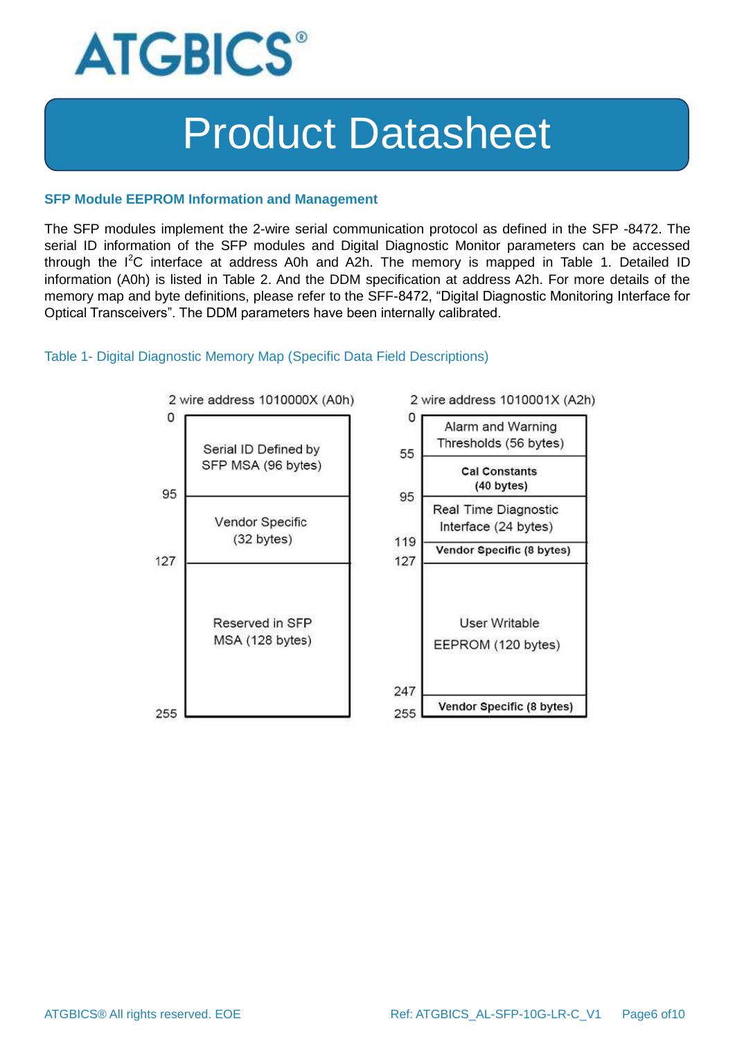## SFP Module EEPROM Information and Management

The SFP modules implement the 2-wire serial communication protocol as defined in the SFP -8472. The serial ID information of the SFP modules and Digital Diagnostic Monitor parameters can be accessed through the $I^2C$ interface at address A0h and A2h. The memory is mapped in Table 1. Detailed ID information (A0h) is listed in Table 2. And the DDM specification at address A2h. For more details of the memory map and byte definitions, please refer to the SFF-8472, "Digital Diagnostic Monitoring Interface for Optical Transceivers". The DDM parameters have been internally calibrated.

Table 1- Digital Diagnostic Memory Map (Specific Data Field Descriptions)

**2 wire address 1010000X (A0h)**

| Address | Content |
|---|---|
| 0–95 | Serial ID Defined by SFP MSA (96 bytes) |
| 95–127 | Vendor Specific (32 bytes) |
| 127–255 | Reserved in SFP MSA (128 bytes) |

**2 wire address 1010001X (A2h)**

| Address | Content |
|---|---|
| 0–55 | Alarm and Warning Thresholds (56 bytes) |
| 55–95 | Cal Constants (40 bytes) |
| 95–119 | Real Time Diagnostic Interface (24 bytes) |
| 119–127 | Vendor Specific (8 bytes) |
| 127–247 | User Writable EEPROM (120 bytes) |
| 247–255 | Vendor Specific (8 bytes) |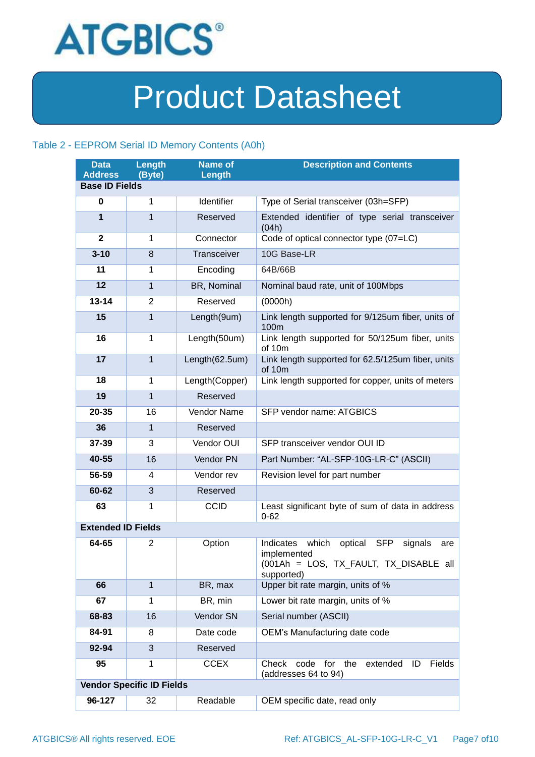Table 2 - EEPROM Serial ID Memory Contents (A0h)

| Data Address | Length (Byte) | Name of Length | Description and Contents |
|---|---|---|---|
| **Base ID Fields** | | | |
| **0** | 1 | Identifier | Type of Serial transceiver (03h=SFP) |
| **1** | 1 | Reserved | Extended identifier of type serial transceiver (04h) |
| **2** | 1 | Connector | Code of optical connector type (07=LC) |
| **3-10** | 8 | Transceiver | 10G Base-LR |
| **11** | 1 | Encoding | 64B/66B |
| **12** | 1 | BR, Nominal | Nominal baud rate, unit of 100Mbps |
| **13-14** | 2 | Reserved | (0000h) |
| **15** | 1 | Length(9um) | Link length supported for 9/125um fiber, units of 100m |
| **16** | 1 | Length(50um) | Link length supported for 50/125um fiber, units of 10m |
| **17** | 1 | Length(62.5um) | Link length supported for 62.5/125um fiber, units of 10m |
| **18** | 1 | Length(Copper) | Link length supported for copper, units of meters |
| **19** | 1 | Reserved | |
| **20-35** | 16 | Vendor Name | SFP vendor name: ATGBICS |
| **36** | 1 | Reserved | |
| **37-39** | 3 | Vendor OUI | SFP transceiver vendor OUI ID |
| **40-55** | 16 | Vendor PN | Part Number: "AL-SFP-10G-LR-C" (ASCII) |
| **56-59** | 4 | Vendor rev | Revision level for part number |
| **60-62** | 3 | Reserved | |
| **63** | 1 | CCID | Least significant byte of sum of data in address 0-62 |
| **Extended ID Fields** | | | |
| **64-65** | 2 | Option | Indicates which optical SFP signals are implemented (001Ah = LOS, TX_FAULT, TX_DISABLE all supported) |
| **66** | 1 | BR, max | Upper bit rate margin, units of % |
| **67** | 1 | BR, min | Lower bit rate margin, units of % |
| **68-83** | 16 | Vendor SN | Serial number (ASCII) |
| **84-91** | 8 | Date code | OEM's Manufacturing date code |
| **92-94** | 3 | Reserved | |
| **95** | 1 | CCEX | Check code for the extended ID Fields (addresses 64 to 94) |
| **Vendor Specific ID Fields** | | | |
| **96-127** | 32 | Readable | OEM specific date, read only |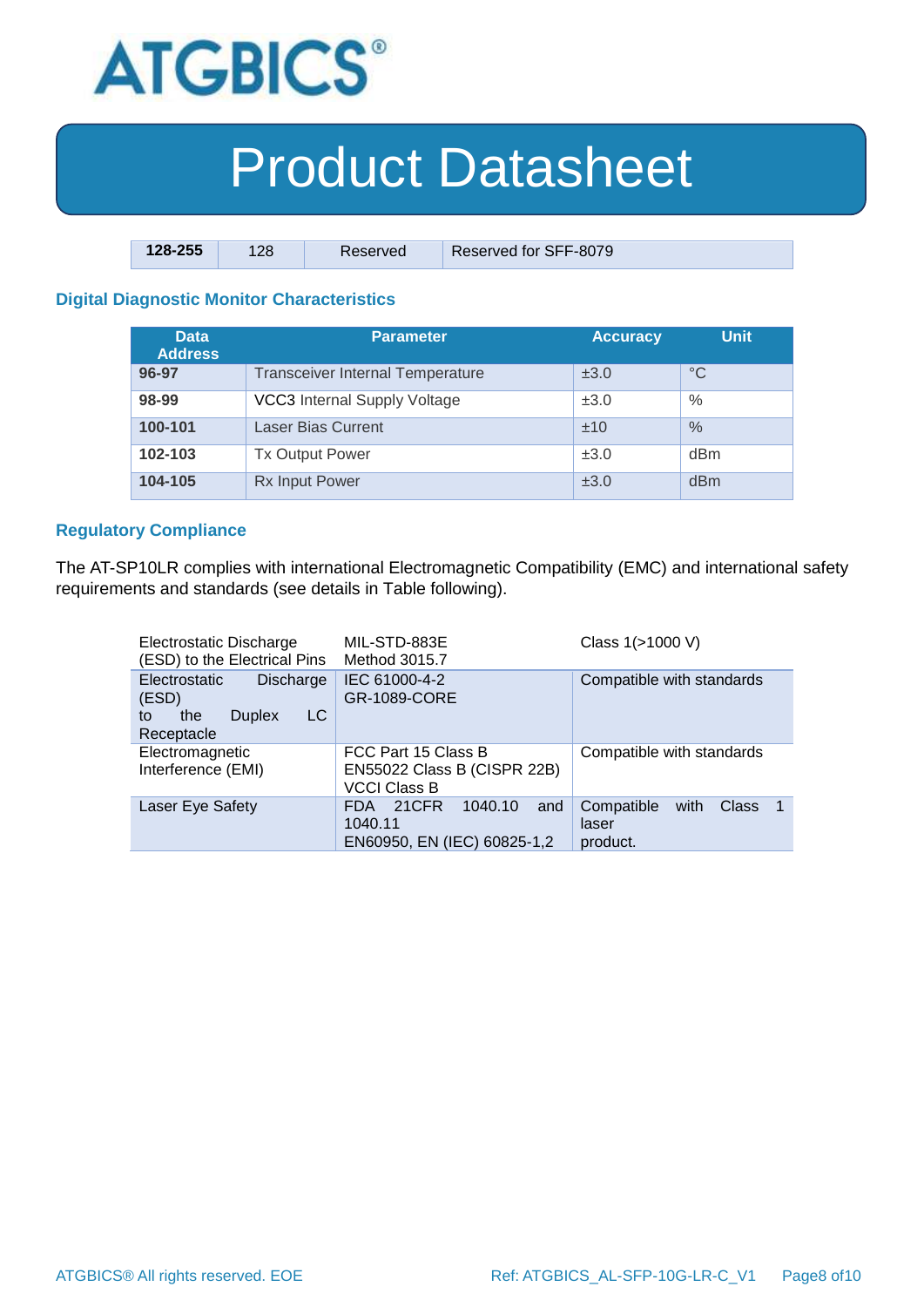| 128-255 | 128 | Reserved | Reserved for SFF-8079 |
|---|---|---|---|

### Digital Diagnostic Monitor Characteristics

| Data Address | Parameter | Accuracy | Unit |
|---|---|---|---|
| **96-97** | Transceiver Internal Temperature | ±3.0 | °C |
| **98-99** | VCC3 Internal Supply Voltage | ±3.0 | % |
| **100-101** | Laser Bias Current | ±10 | % |
| **102-103** | Tx Output Power | ±3.0 | dBm |
| **104-105** | Rx Input Power | ±3.0 | dBm |

### Regulatory Compliance

The AT-SP10LR complies with international Electromagnetic Compatibility (EMC) and international safety requirements and standards (see details in Table following).

| | | |
|---|---|---|
| Electrostatic Discharge (ESD) to the Electrical Pins | MIL-STD-883E Method 3015.7 | Class 1(>1000 V) |
| Electrostatic Discharge (ESD) to the Duplex LC Receptacle | IEC 61000-4-2 GR-1089-CORE | Compatible with standards |
| Electromagnetic Interference (EMI) | FCC Part 15 Class B EN55022 Class B (CISPR 22B) VCCI Class B | Compatible with standards |
| Laser Eye Safety | FDA 21CFR 1040.10 and 1040.11 EN60950, EN (IEC) 60825-1,2 | Compatible with Class 1 laser product. |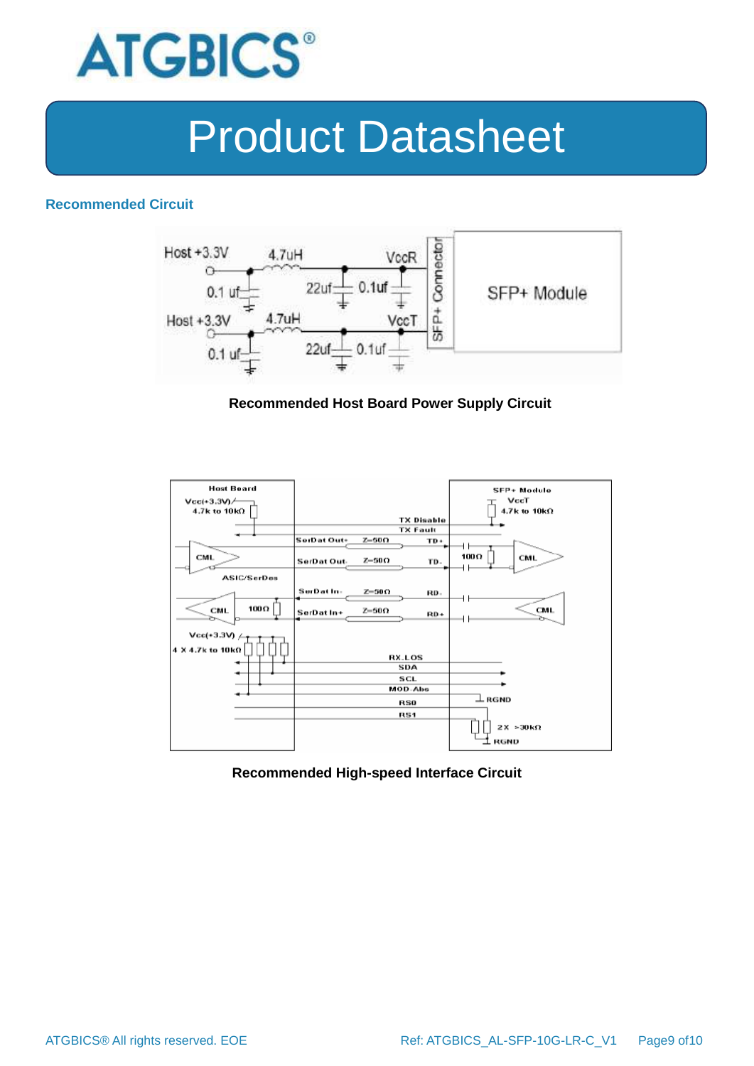## Recommended Circuit

**Recommended Host Board Power Supply Circuit**

**Recommended High-speed Interface Circuit**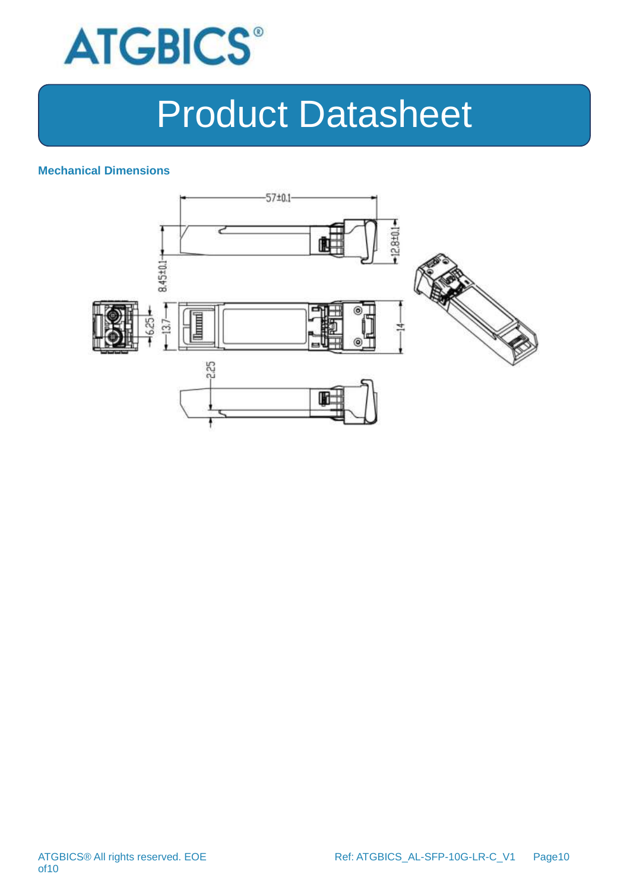# Product Datasheet

### Mechanical Dimensions

57±0.1

12.8±0.1

8.45±0.1

6.25

13.7

14

2.25